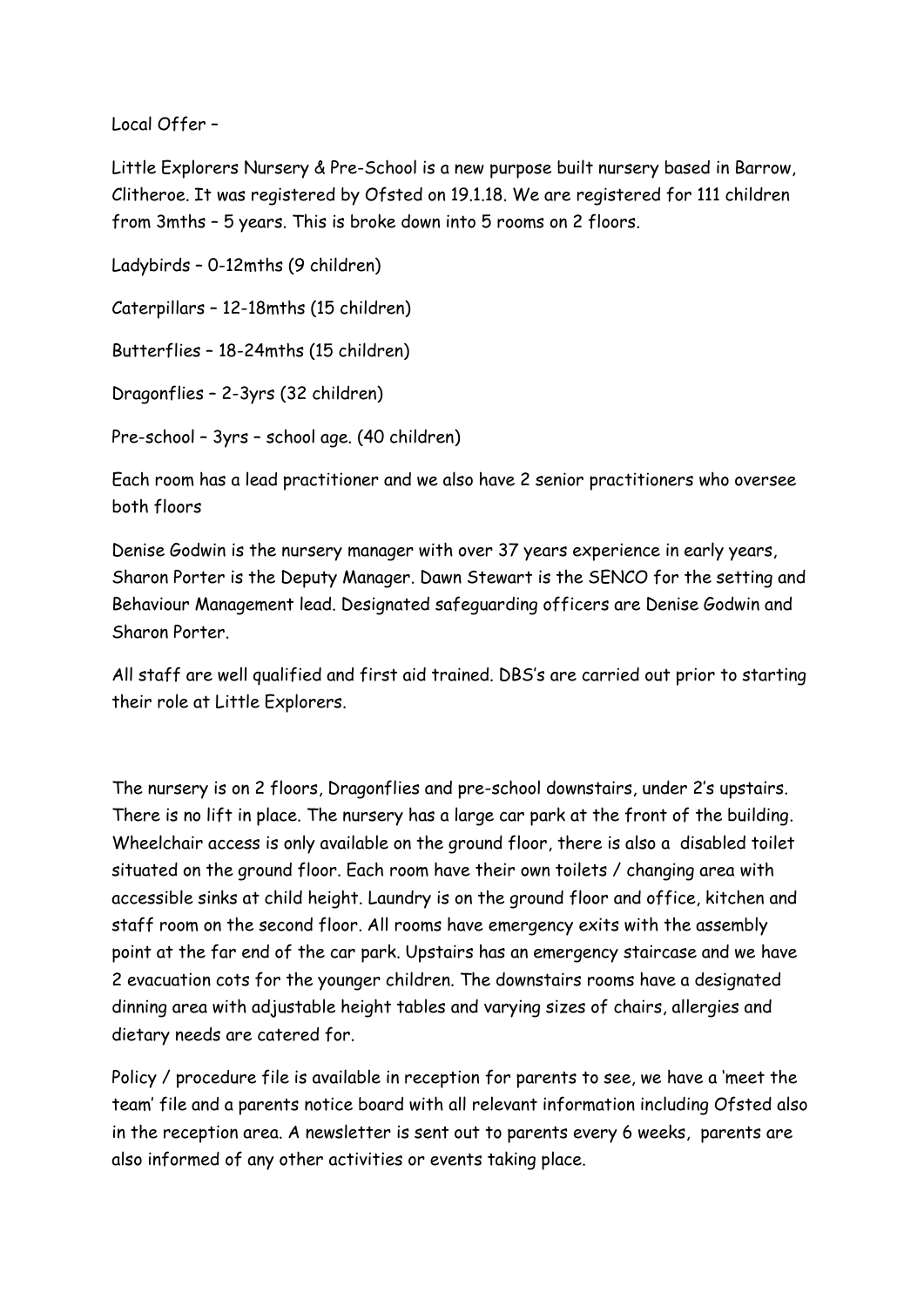Local Offer –

Little Explorers Nursery & Pre-School is a new purpose built nursery based in Barrow, Clitheroe. It was registered by Ofsted on 19.1.18. We are registered for 111 children from 3mths – 5 years. This is broke down into 5 rooms on 2 floors.

Ladybirds – 0-12mths (9 children)

Caterpillars – 12-18mths (15 children)

Butterflies – 18-24mths (15 children)

Dragonflies – 2-3yrs (32 children)

Pre-school – 3yrs – school age. (40 children)

Each room has a lead practitioner and we also have 2 senior practitioners who oversee both floors

Denise Godwin is the nursery manager with over 37 years experience in early years, Sharon Porter is the Deputy Manager. Dawn Stewart is the SENCO for the setting and Behaviour Management lead. Designated safeguarding officers are Denise Godwin and Sharon Porter.

All staff are well qualified and first aid trained. DBS's are carried out prior to starting their role at Little Explorers.

The nursery is on 2 floors, Dragonflies and pre-school downstairs, under 2's upstairs. There is no lift in place. The nursery has a large car park at the front of the building. Wheelchair access is only available on the ground floor, there is also a disabled toilet situated on the ground floor. Each room have their own toilets / changing area with accessible sinks at child height. Laundry is on the ground floor and office, kitchen and staff room on the second floor. All rooms have emergency exits with the assembly point at the far end of the car park. Upstairs has an emergency staircase and we have 2 evacuation cots for the younger children. The downstairs rooms have a designated dinning area with adjustable height tables and varying sizes of chairs, allergies and dietary needs are catered for.

Policy / procedure file is available in reception for parents to see, we have a 'meet the team' file and a parents notice board with all relevant information including Ofsted also in the reception area. A newsletter is sent out to parents every 6 weeks, parents are also informed of any other activities or events taking place.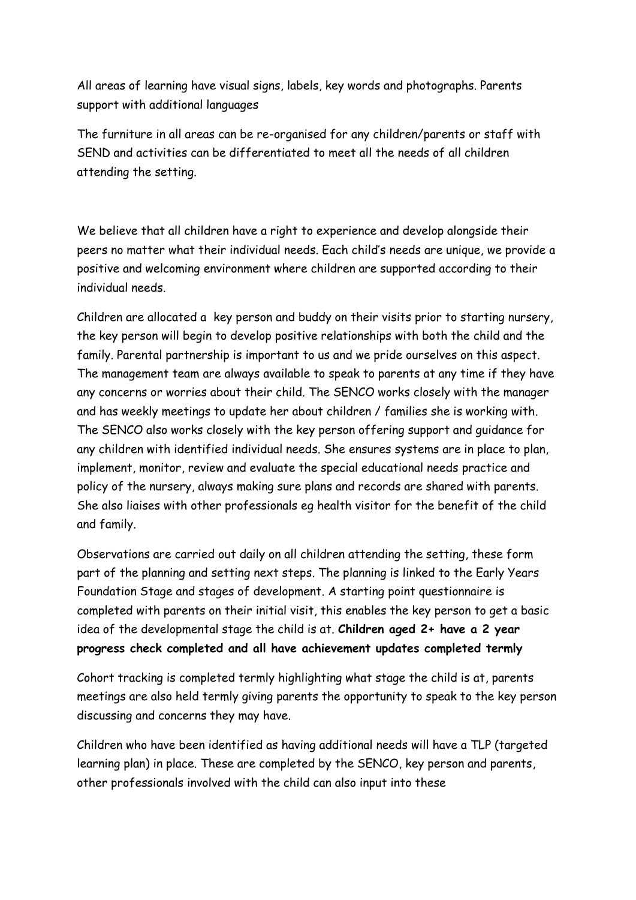All areas of learning have visual signs, labels, key words and photographs. Parents support with additional languages

The furniture in all areas can be re-organised for any children/parents or staff with SEND and activities can be differentiated to meet all the needs of all children attending the setting.

We believe that all children have a right to experience and develop alongside their peers no matter what their individual needs. Each child's needs are unique, we provide a positive and welcoming environment where children are supported according to their individual needs.

Children are allocated a key person and buddy on their visits prior to starting nursery, the key person will begin to develop positive relationships with both the child and the family. Parental partnership is important to us and we pride ourselves on this aspect. The management team are always available to speak to parents at any time if they have any concerns or worries about their child. The SENCO works closely with the manager and has weekly meetings to update her about children / families she is working with. The SENCO also works closely with the key person offering support and guidance for any children with identified individual needs. She ensures systems are in place to plan, implement, monitor, review and evaluate the special educational needs practice and policy of the nursery, always making sure plans and records are shared with parents. She also liaises with other professionals eg health visitor for the benefit of the child and family.

Observations are carried out daily on all children attending the setting, these form part of the planning and setting next steps. The planning is linked to the Early Years Foundation Stage and stages of development. A starting point questionnaire is completed with parents on their initial visit, this enables the key person to get a basic idea of the developmental stage the child is at. **Children aged 2+ have a 2 year progress check completed and all have achievement updates completed termly**

Cohort tracking is completed termly highlighting what stage the child is at, parents meetings are also held termly giving parents the opportunity to speak to the key person discussing and concerns they may have.

Children who have been identified as having additional needs will have a TLP (targeted learning plan) in place. These are completed by the SENCO, key person and parents, other professionals involved with the child can also input into these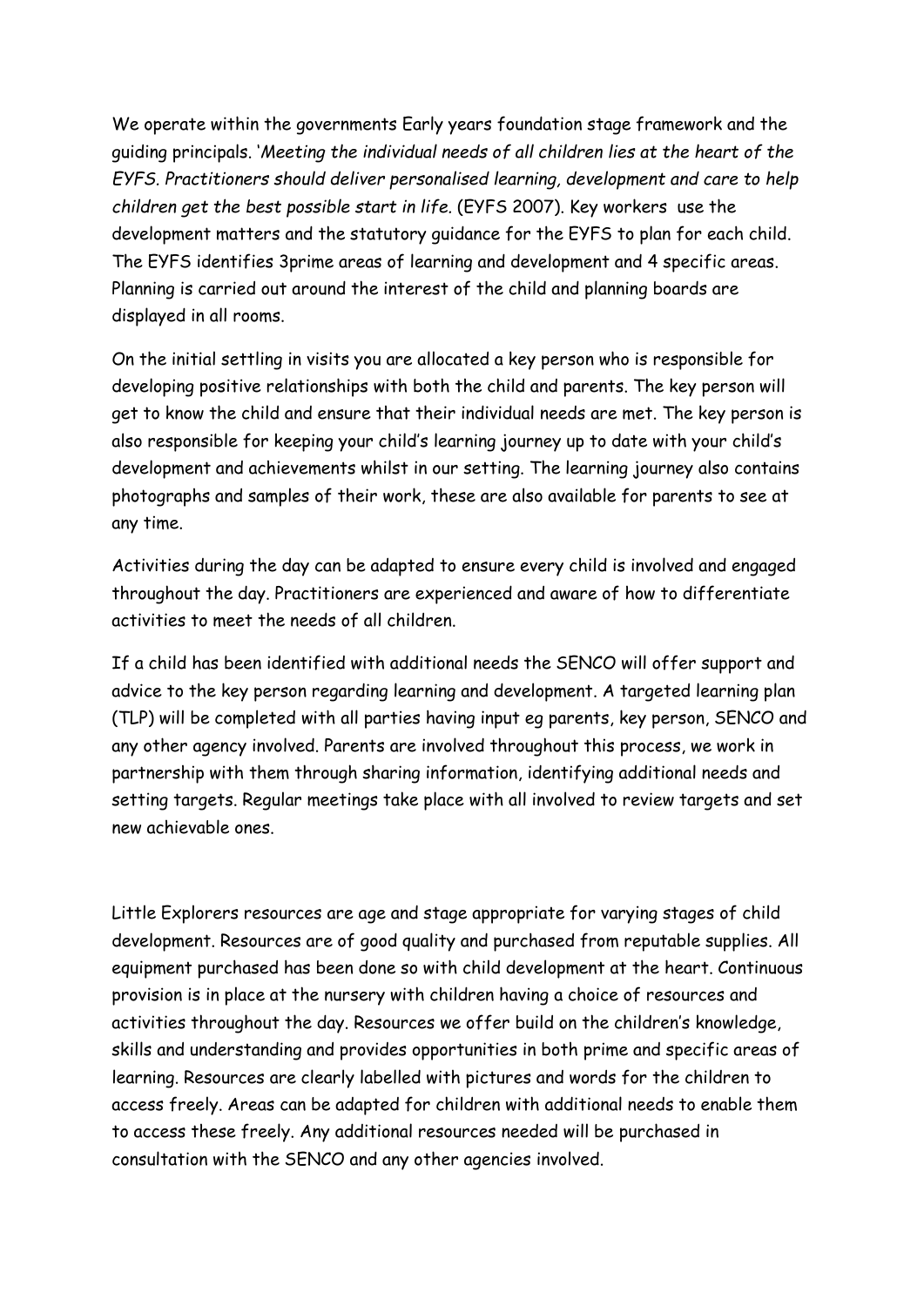We operate within the governments Early years foundation stage framework and the guiding principals. '*Meeting the individual needs of all children lies at the heart of the EYFS. Practitioners should deliver personalised learning, development and care to help children get the best possible start in life.* (EYFS 2007). Key workers use the development matters and the statutory guidance for the EYFS to plan for each child. The EYFS identifies 3prime areas of learning and development and 4 specific areas. Planning is carried out around the interest of the child and planning boards are displayed in all rooms.

On the initial settling in visits you are allocated a key person who is responsible for developing positive relationships with both the child and parents. The key person will get to know the child and ensure that their individual needs are met. The key person is also responsible for keeping your child's learning journey up to date with your child's development and achievements whilst in our setting. The learning journey also contains photographs and samples of their work, these are also available for parents to see at any time.

Activities during the day can be adapted to ensure every child is involved and engaged throughout the day. Practitioners are experienced and aware of how to differentiate activities to meet the needs of all children.

If a child has been identified with additional needs the SENCO will offer support and advice to the key person regarding learning and development. A targeted learning plan (TLP) will be completed with all parties having input eg parents, key person, SENCO and any other agency involved. Parents are involved throughout this process, we work in partnership with them through sharing information, identifying additional needs and setting targets. Regular meetings take place with all involved to review targets and set new achievable ones.

Little Explorers resources are age and stage appropriate for varying stages of child development. Resources are of good quality and purchased from reputable supplies. All equipment purchased has been done so with child development at the heart. Continuous provision is in place at the nursery with children having a choice of resources and activities throughout the day. Resources we offer build on the children's knowledge, skills and understanding and provides opportunities in both prime and specific areas of learning. Resources are clearly labelled with pictures and words for the children to access freely. Areas can be adapted for children with additional needs to enable them to access these freely. Any additional resources needed will be purchased in consultation with the SENCO and any other agencies involved.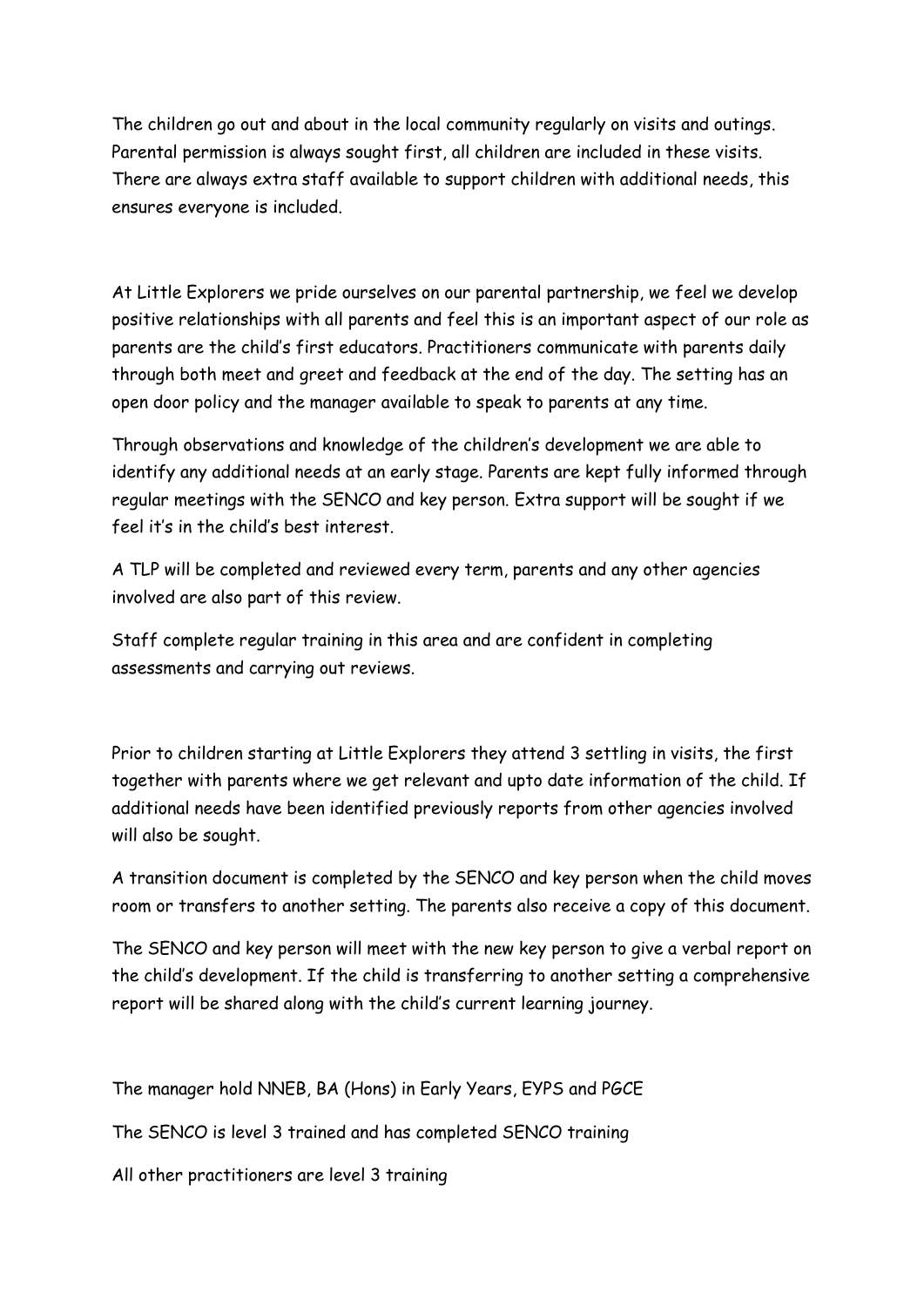The children go out and about in the local community regularly on visits and outings. Parental permission is always sought first, all children are included in these visits. There are always extra staff available to support children with additional needs, this ensures everyone is included.

At Little Explorers we pride ourselves on our parental partnership, we feel we develop positive relationships with all parents and feel this is an important aspect of our role as parents are the child's first educators. Practitioners communicate with parents daily through both meet and greet and feedback at the end of the day. The setting has an open door policy and the manager available to speak to parents at any time.

Through observations and knowledge of the children's development we are able to identify any additional needs at an early stage. Parents are kept fully informed through regular meetings with the SENCO and key person. Extra support will be sought if we feel it's in the child's best interest.

A TLP will be completed and reviewed every term, parents and any other agencies involved are also part of this review.

Staff complete regular training in this area and are confident in completing assessments and carrying out reviews.

Prior to children starting at Little Explorers they attend 3 settling in visits, the first together with parents where we get relevant and upto date information of the child. If additional needs have been identified previously reports from other agencies involved will also be sought.

A transition document is completed by the SENCO and key person when the child moves room or transfers to another setting. The parents also receive a copy of this document.

The SENCO and key person will meet with the new key person to give a verbal report on the child's development. If the child is transferring to another setting a comprehensive report will be shared along with the child's current learning journey.

The manager hold NNEB, BA (Hons) in Early Years, EYPS and PGCE

The SENCO is level 3 trained and has completed SENCO training

All other practitioners are level 3 training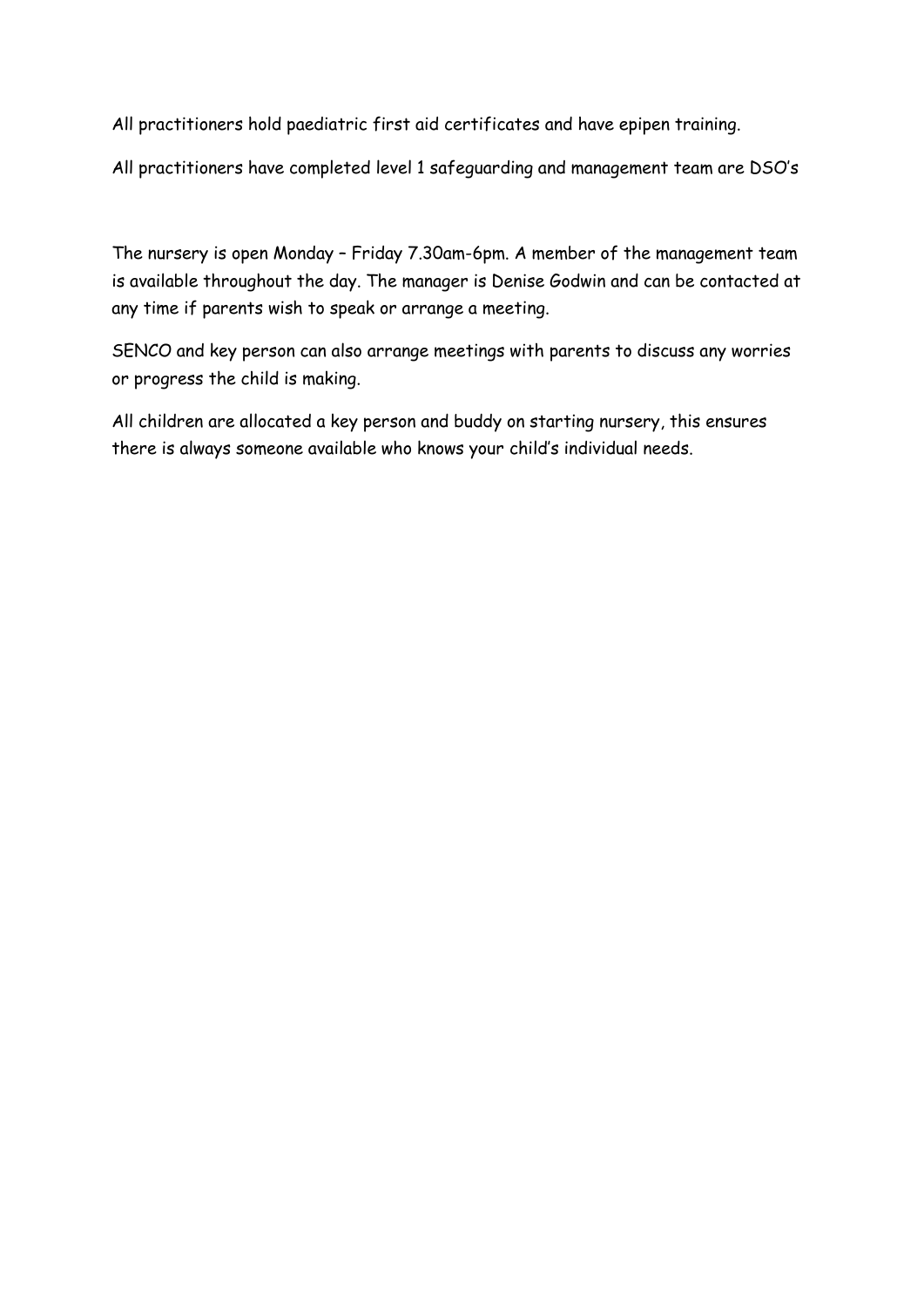All practitioners hold paediatric first aid certificates and have epipen training.

All practitioners have completed level 1 safeguarding and management team are DSO's

The nursery is open Monday – Friday 7.30am-6pm. A member of the management team is available throughout the day. The manager is Denise Godwin and can be contacted at any time if parents wish to speak or arrange a meeting.

SENCO and key person can also arrange meetings with parents to discuss any worries or progress the child is making.

All children are allocated a key person and buddy on starting nursery, this ensures there is always someone available who knows your child's individual needs.